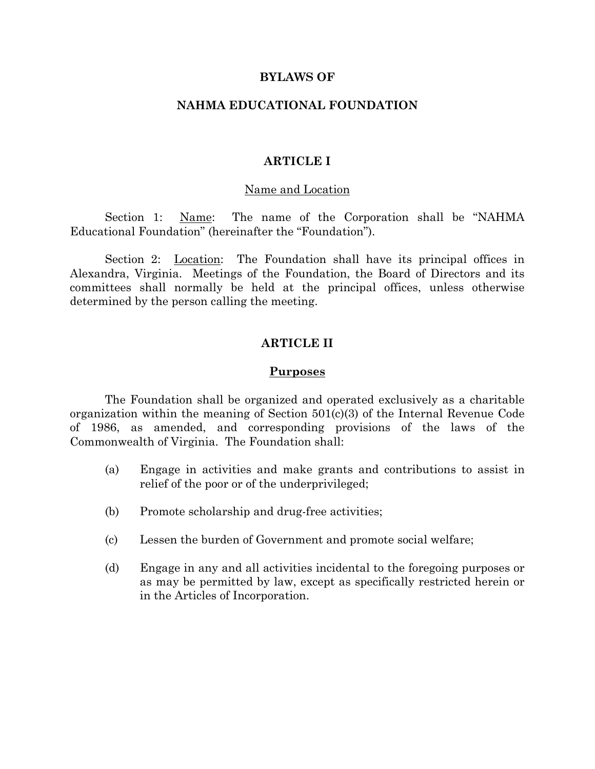# BYLAWS OF

# NAHMA EDUCATIONAL FOUNDATION

## ARTICLE I

### Name and Location

Section 1: Name: The name of the Corporation shall be "NAHMA Educational Foundation" (hereinafter the "Foundation").

Section 2: Location: The Foundation shall have its principal offices in Alexandra, Virginia. Meetings of the Foundation, the Board of Directors and its committees shall normally be held at the principal offices, unless otherwise determined by the person calling the meeting.

## ARTICLE II

### Purposes

The Foundation shall be organized and operated exclusively as a charitable organization within the meaning of Section 501(c)(3) of the Internal Revenue Code of 1986, as amended, and corresponding provisions of the laws of the Commonwealth of Virginia. The Foundation shall:

(a) Engage in activities and make grants and contributions to assist in relief of the poor or of the underprivileged;

(b) Promote scholarship and drug-free activities;

(c) Lessen the burden of Government and promote social welfare;

(d) Engage in any and all activities incidental to the foregoing purposes or as may be permitted by law, except as specifically restricted herein or in the Articles of Incorporation.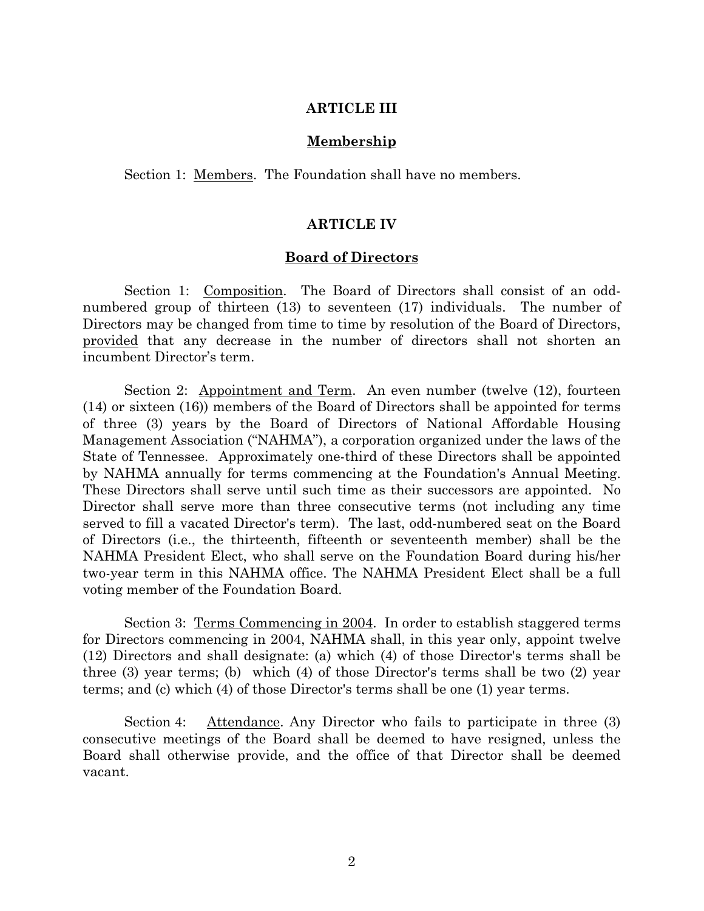## ARTICLE III

### Membership

Section 1: Members. The Foundation shall have no members.

## ARTICLE IV

### Board of Directors

Section 1: Composition. The Board of Directors shall consist of an odd-numbered group of thirteen (13) to seventeen (17) individuals. The number of Directors may be changed from time to time by resolution of the Board of Directors, provided that any decrease in the number of directors shall not shorten an incumbent Director's term.

Section 2: Appointment and Term. An even number (twelve (12), fourteen (14) or sixteen (16)) members of the Board of Directors shall be appointed for terms of three (3) years by the Board of Directors of National Affordable Housing Management Association ("NAHMA"), a corporation organized under the laws of the State of Tennessee. Approximately one-third of these Directors shall be appointed by NAHMA annually for terms commencing at the Foundation's Annual Meeting. These Directors shall serve until such time as their successors are appointed. No Director shall serve more than three consecutive terms (not including any time served to fill a vacated Director's term). The last, odd-numbered seat on the Board of Directors (i.e., the thirteenth, fifteenth or seventeenth member) shall be the NAHMA President Elect, who shall serve on the Foundation Board during his/her two-year term in this NAHMA office. The NAHMA President Elect shall be a full voting member of the Foundation Board.

Section 3: Terms Commencing in 2004. In order to establish staggered terms for Directors commencing in 2004, NAHMA shall, in this year only, appoint twelve (12) Directors and shall designate: (a) which (4) of those Director's terms shall be three (3) year terms; (b) which (4) of those Director's terms shall be two (2) year terms; and (c) which (4) of those Director's terms shall be one (1) year terms.

Section 4: Attendance. Any Director who fails to participate in three (3) consecutive meetings of the Board shall be deemed to have resigned, unless the Board shall otherwise provide, and the office of that Director shall be deemed vacant.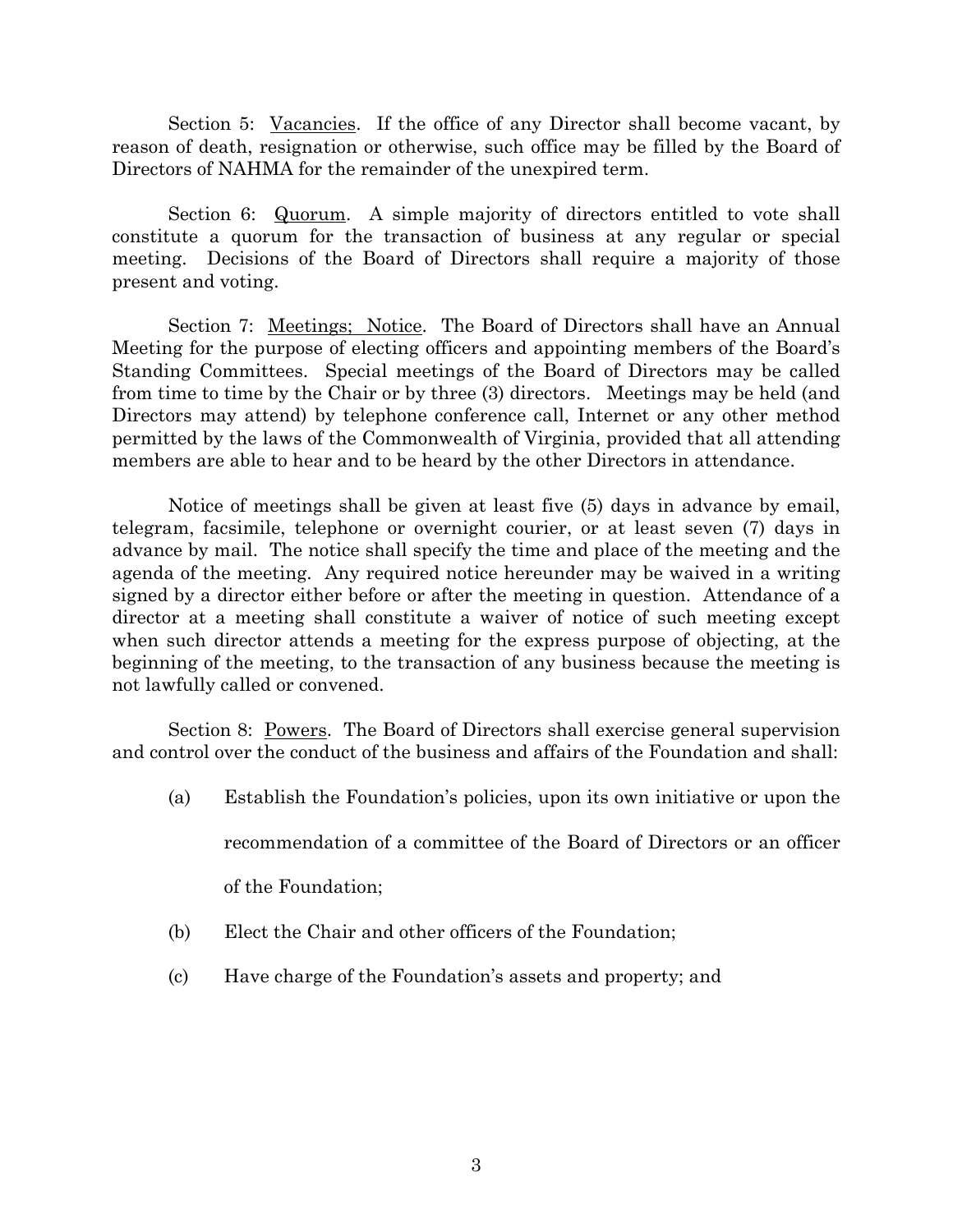Section 5: Vacancies. If the office of any Director shall become vacant, by reason of death, resignation or otherwise, such office may be filled by the Board of Directors of NAHMA for the remainder of the unexpired term.

Section 6: Quorum. A simple majority of directors entitled to vote shall constitute a quorum for the transaction of business at any regular or special meeting. Decisions of the Board of Directors shall require a majority of those present and voting.

Section 7: Meetings; Notice. The Board of Directors shall have an Annual Meeting for the purpose of electing officers and appointing members of the Board's Standing Committees. Special meetings of the Board of Directors may be called from time to time by the Chair or by three (3) directors. Meetings may be held (and Directors may attend) by telephone conference call, Internet or any other method permitted by the laws of the Commonwealth of Virginia, provided that all attending members are able to hear and to be heard by the other Directors in attendance.

Notice of meetings shall be given at least five (5) days in advance by email, telegram, facsimile, telephone or overnight courier, or at least seven (7) days in advance by mail. The notice shall specify the time and place of the meeting and the agenda of the meeting. Any required notice hereunder may be waived in a writing signed by a director either before or after the meeting in question. Attendance of a director at a meeting shall constitute a waiver of notice of such meeting except when such director attends a meeting for the express purpose of objecting, at the beginning of the meeting, to the transaction of any business because the meeting is not lawfully called or convened.

Section 8: Powers. The Board of Directors shall exercise general supervision and control over the conduct of the business and affairs of the Foundation and shall:

(a) Establish the Foundation's policies, upon its own initiative or upon the recommendation of a committee of the Board of Directors or an officer of the Foundation;

(b) Elect the Chair and other officers of the Foundation;

(c) Have charge of the Foundation's assets and property; and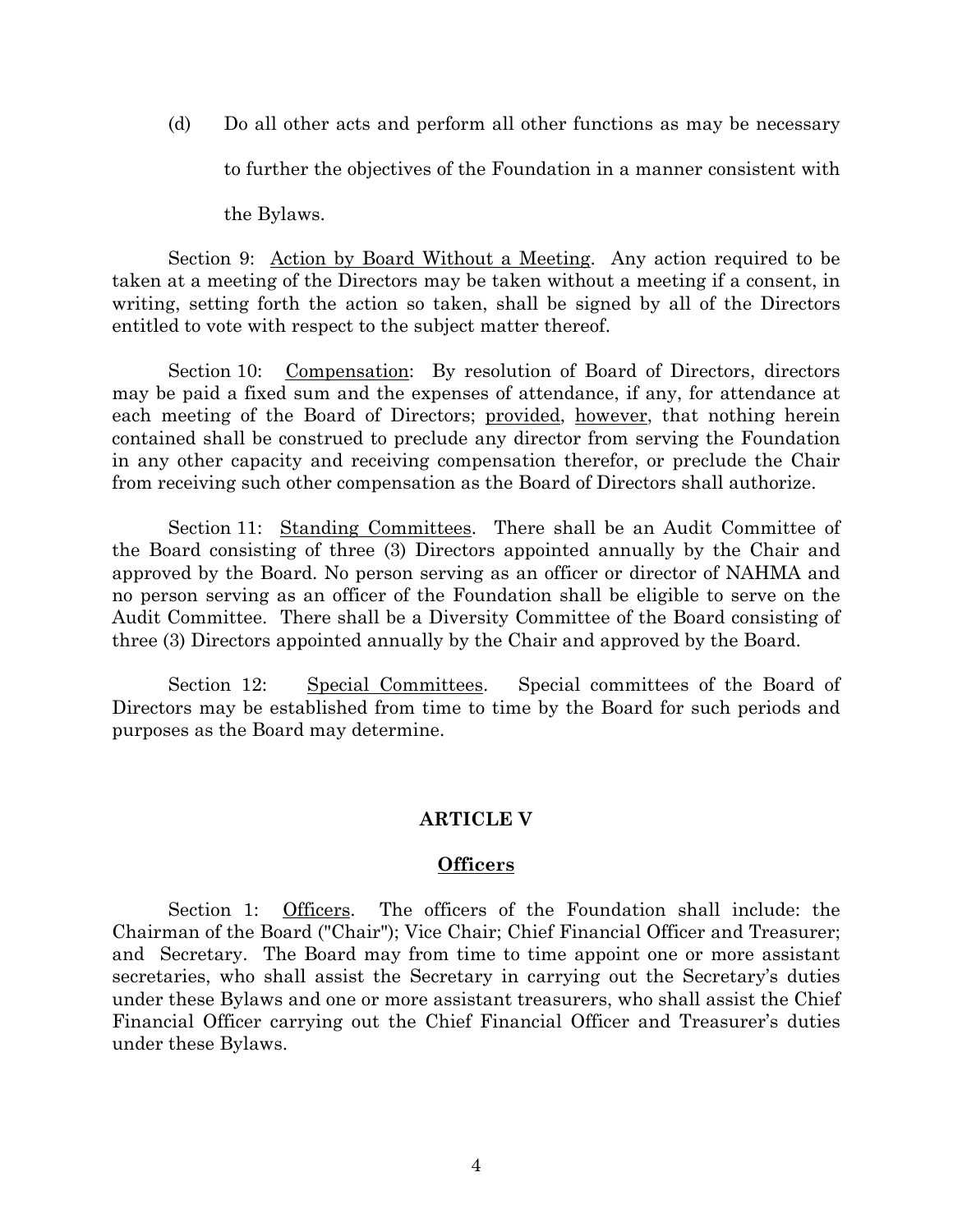(d) Do all other acts and perform all other functions as may be necessary to further the objectives of the Foundation in a manner consistent with the Bylaws.

Section 9: Action by Board Without a Meeting. Any action required to be taken at a meeting of the Directors may be taken without a meeting if a consent, in writing, setting forth the action so taken, shall be signed by all of the Directors entitled to vote with respect to the subject matter thereof.

Section 10: Compensation: By resolution of Board of Directors, directors may be paid a fixed sum and the expenses of attendance, if any, for attendance at each meeting of the Board of Directors; provided, however, that nothing herein contained shall be construed to preclude any director from serving the Foundation in any other capacity and receiving compensation therefor, or preclude the Chair from receiving such other compensation as the Board of Directors shall authorize.

Section 11: Standing Committees. There shall be an Audit Committee of the Board consisting of three (3) Directors appointed annually by the Chair and approved by the Board. No person serving as an officer or director of NAHMA and no person serving as an officer of the Foundation shall be eligible to serve on the Audit Committee. There shall be a Diversity Committee of the Board consisting of three (3) Directors appointed annually by the Chair and approved by the Board.

Section 12: Special Committees. Special committees of the Board of Directors may be established from time to time by the Board for such periods and purposes as the Board may determine.

## ARTICLE V

## Officers

Section 1: Officers. The officers of the Foundation shall include: the Chairman of the Board ("Chair"); Vice Chair; Chief Financial Officer and Treasurer; and Secretary. The Board may from time to time appoint one or more assistant secretaries, who shall assist the Secretary in carrying out the Secretary's duties under these Bylaws and one or more assistant treasurers, who shall assist the Chief Financial Officer carrying out the Chief Financial Officer and Treasurer's duties under these Bylaws.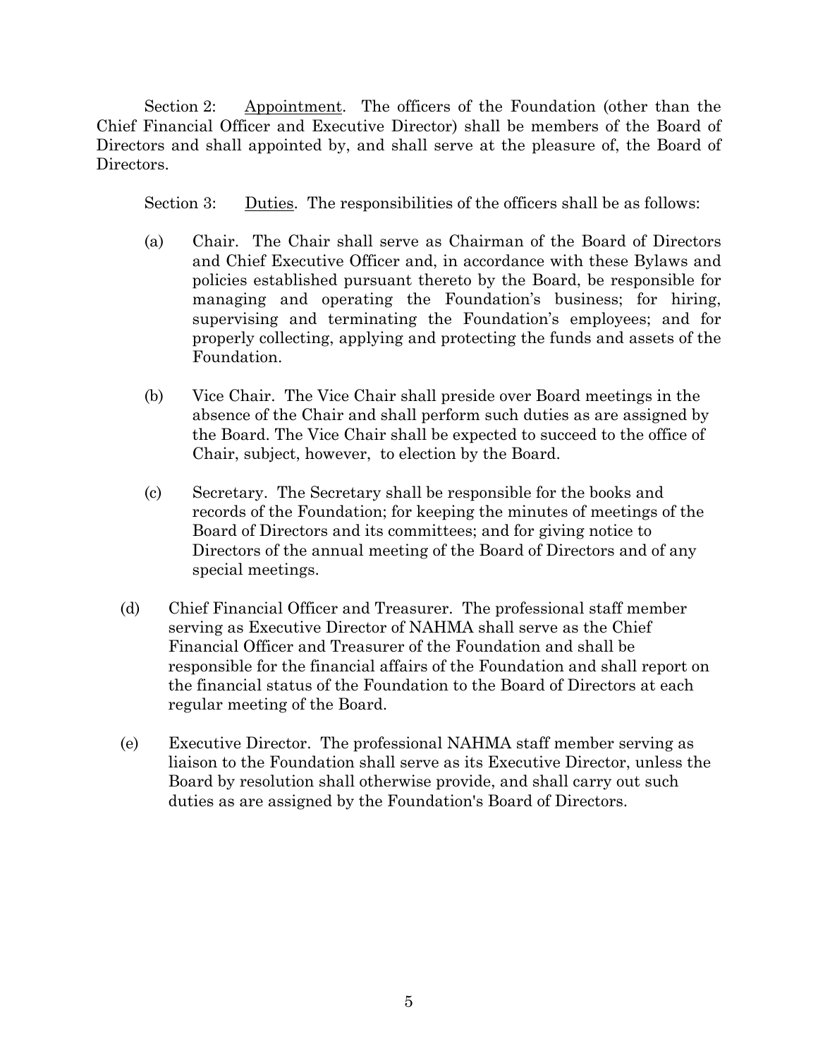Section 2: Appointment. The officers of the Foundation (other than the Chief Financial Officer and Executive Director) shall be members of the Board of Directors and shall appointed by, and shall serve at the pleasure of, the Board of Directors.

Section 3: Duties. The responsibilities of the officers shall be as follows:

(a) Chair. The Chair shall serve as Chairman of the Board of Directors and Chief Executive Officer and, in accordance with these Bylaws and policies established pursuant thereto by the Board, be responsible for managing and operating the Foundation's business; for hiring, supervising and terminating the Foundation's employees; and for properly collecting, applying and protecting the funds and assets of the Foundation.

(b) Vice Chair. The Vice Chair shall preside over Board meetings in the absence of the Chair and shall perform such duties as are assigned by the Board. The Vice Chair shall be expected to succeed to the office of Chair, subject, however, to election by the Board.

(c) Secretary. The Secretary shall be responsible for the books and records of the Foundation; for keeping the minutes of meetings of the Board of Directors and its committees; and for giving notice to Directors of the annual meeting of the Board of Directors and of any special meetings.

(d) Chief Financial Officer and Treasurer. The professional staff member serving as Executive Director of NAHMA shall serve as the Chief Financial Officer and Treasurer of the Foundation and shall be responsible for the financial affairs of the Foundation and shall report on the financial status of the Foundation to the Board of Directors at each regular meeting of the Board.

(e) Executive Director. The professional NAHMA staff member serving as liaison to the Foundation shall serve as its Executive Director, unless the Board by resolution shall otherwise provide, and shall carry out such duties as are assigned by the Foundation's Board of Directors.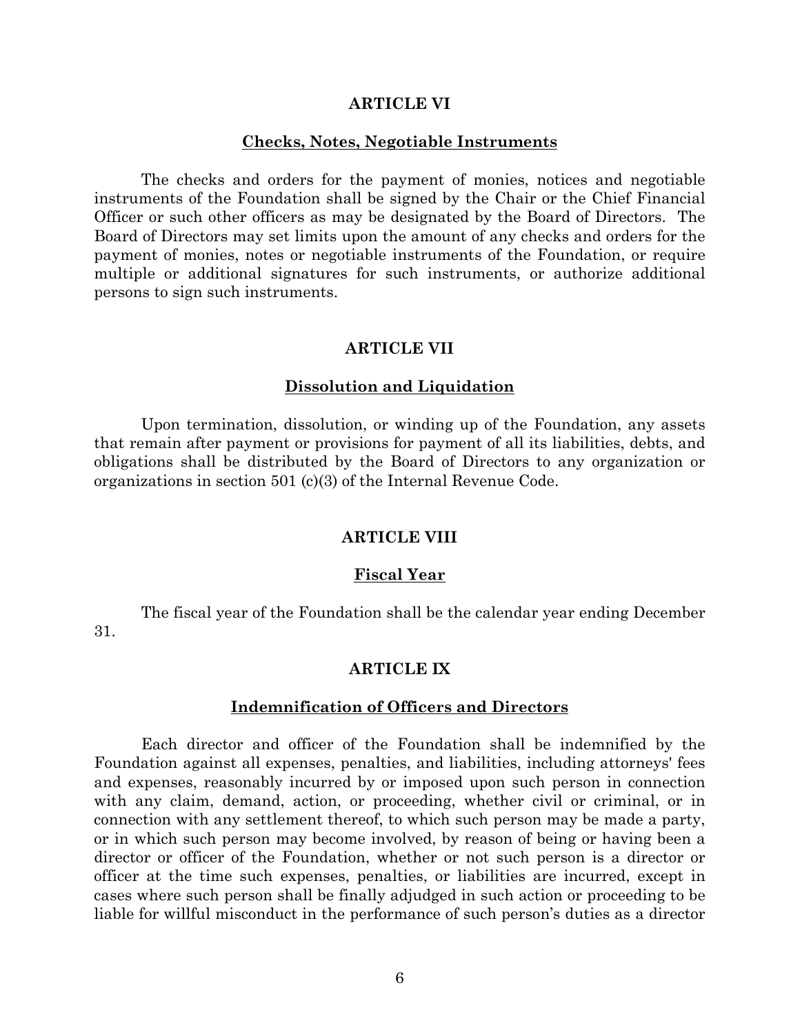## ARTICLE VI

### Checks, Notes, Negotiable Instruments

The checks and orders for the payment of monies, notices and negotiable instruments of the Foundation shall be signed by the Chair or the Chief Financial Officer or such other officers as may be designated by the Board of Directors. The Board of Directors may set limits upon the amount of any checks and orders for the payment of monies, notes or negotiable instruments of the Foundation, or require multiple or additional signatures for such instruments, or authorize additional persons to sign such instruments.

## ARTICLE VII

### Dissolution and Liquidation

Upon termination, dissolution, or winding up of the Foundation, any assets that remain after payment or provisions for payment of all its liabilities, debts, and obligations shall be distributed by the Board of Directors to any organization or organizations in section 501 (c)(3) of the Internal Revenue Code.

## ARTICLE VIII

### Fiscal Year

The fiscal year of the Foundation shall be the calendar year ending December 31.

## ARTICLE IX

### Indemnification of Officers and Directors

Each director and officer of the Foundation shall be indemnified by the Foundation against all expenses, penalties, and liabilities, including attorneys' fees and expenses, reasonably incurred by or imposed upon such person in connection with any claim, demand, action, or proceeding, whether civil or criminal, or in connection with any settlement thereof, to which such person may be made a party, or in which such person may become involved, by reason of being or having been a director or officer of the Foundation, whether or not such person is a director or officer at the time such expenses, penalties, or liabilities are incurred, except in cases where such person shall be finally adjudged in such action or proceeding to be liable for willful misconduct in the performance of such person's duties as a director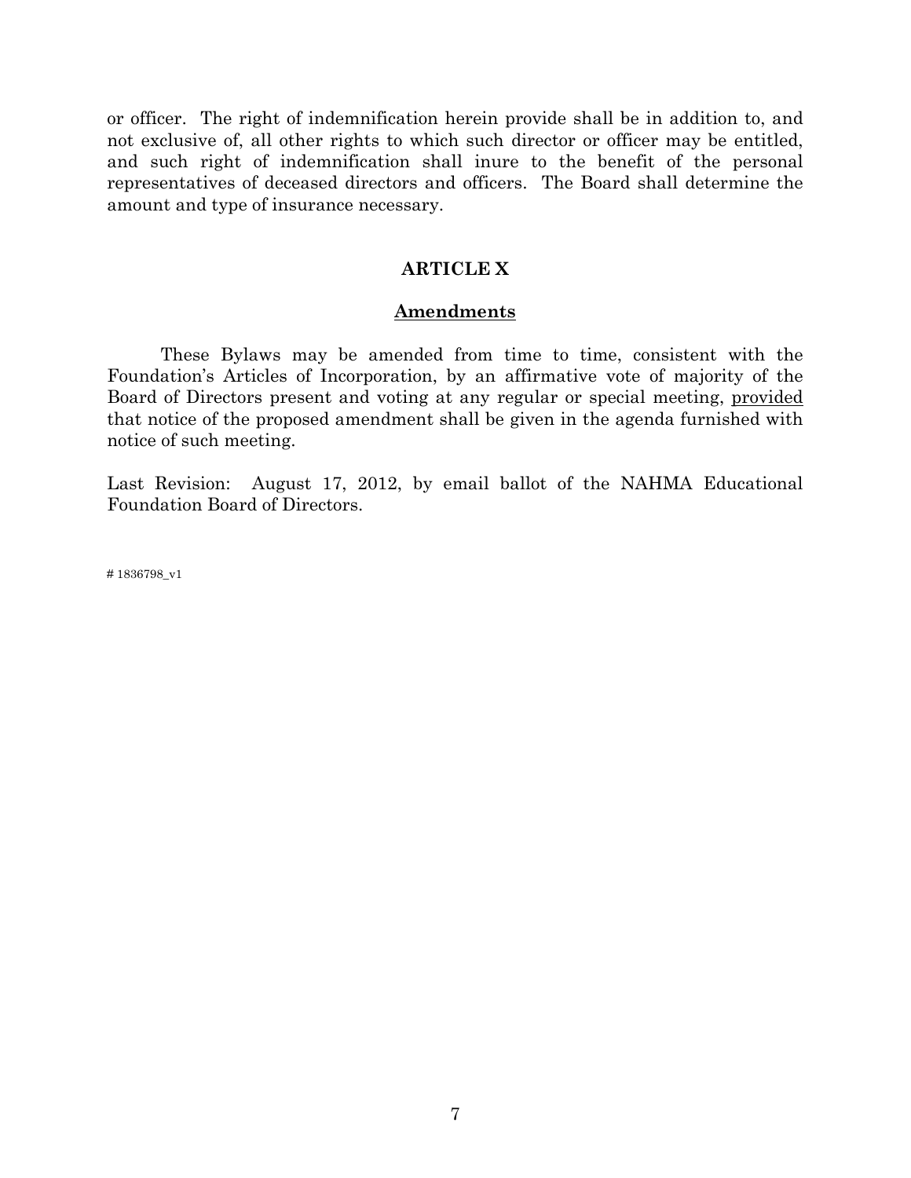or officer. The right of indemnification herein provide shall be in addition to, and not exclusive of, all other rights to which such director or officer may be entitled, and such right of indemnification shall inure to the benefit of the personal representatives of deceased directors and officers. The Board shall determine the amount and type of insurance necessary.

## ARTICLE X

### Amendments

These Bylaws may be amended from time to time, consistent with the Foundation's Articles of Incorporation, by an affirmative vote of majority of the Board of Directors present and voting at any regular or special meeting, provided that notice of the proposed amendment shall be given in the agenda furnished with notice of such meeting.

Last Revision: August 17, 2012, by email ballot of the NAHMA Educational Foundation Board of Directors.

# 1836798_v1